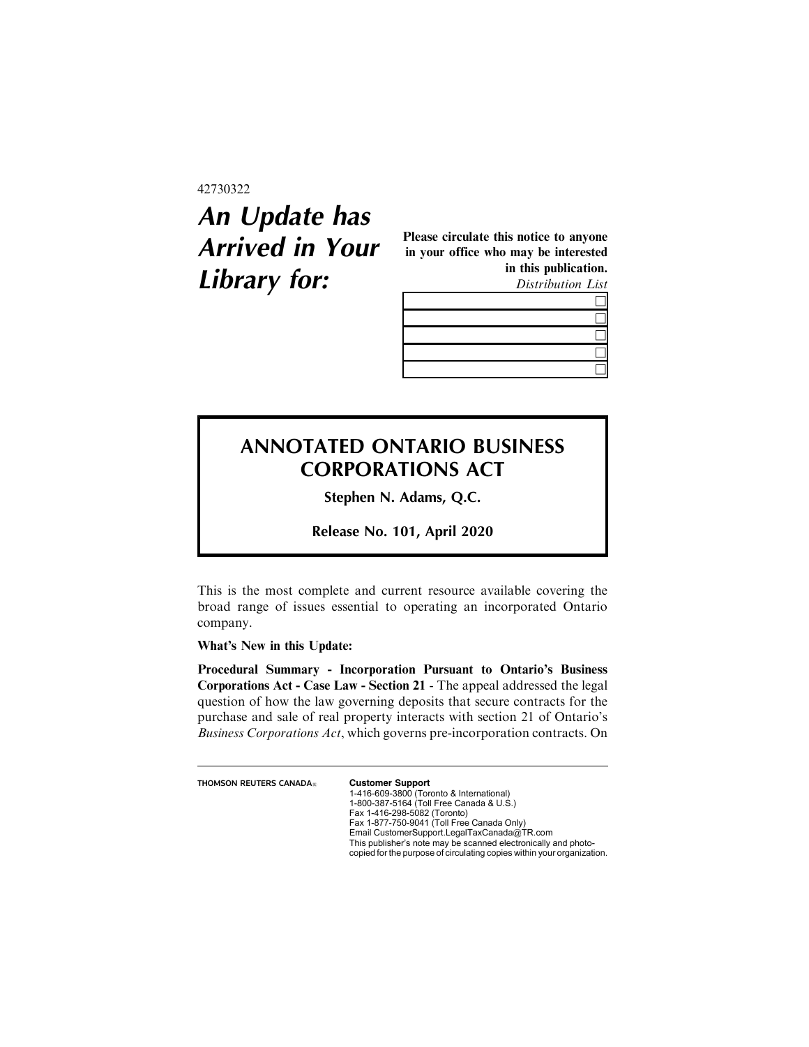42730322

# An Update has Arrived in Your Library for:

**Please circulate this notice to anyone in your office who may be interested in this publication.**

*Distribution List*

| | |
|---|---|
| | ☐ |
| | ☐ |
| | ☐ |
| | ☐ |
| | ☐ |

## ANNOTATED ONTARIO BUSINESS CORPORATIONS ACT

**Stephen N. Adams, Q.C.**

**Release No. 101, April 2020**

This is the most complete and current resource available covering the broad range of issues essential to operating an incorporated Ontario company.

**What's New in this Update:**

**Procedural Summary - Incorporation Pursuant to Ontario's Business Corporations Act - Case Law - Section 21** - The appeal addressed the legal question of how the law governing deposits that secure contracts for the purchase and sale of real property interacts with section 21 of Ontario's *Business Corporations Act*, which governs pre-incorporation contracts. On

THOMSON REUTERS CANADA®

**Customer Support**
1-416-609-3800 (Toronto & International)
1-800-387-5164 (Toll Free Canada & U.S.)
Fax 1-416-298-5082 (Toronto)
Fax 1-877-750-9041 (Toll Free Canada Only)
Email CustomerSupport.LegalTaxCanada@TR.com
This publisher's note may be scanned electronically and photocopied for the purpose of circulating copies within your organization.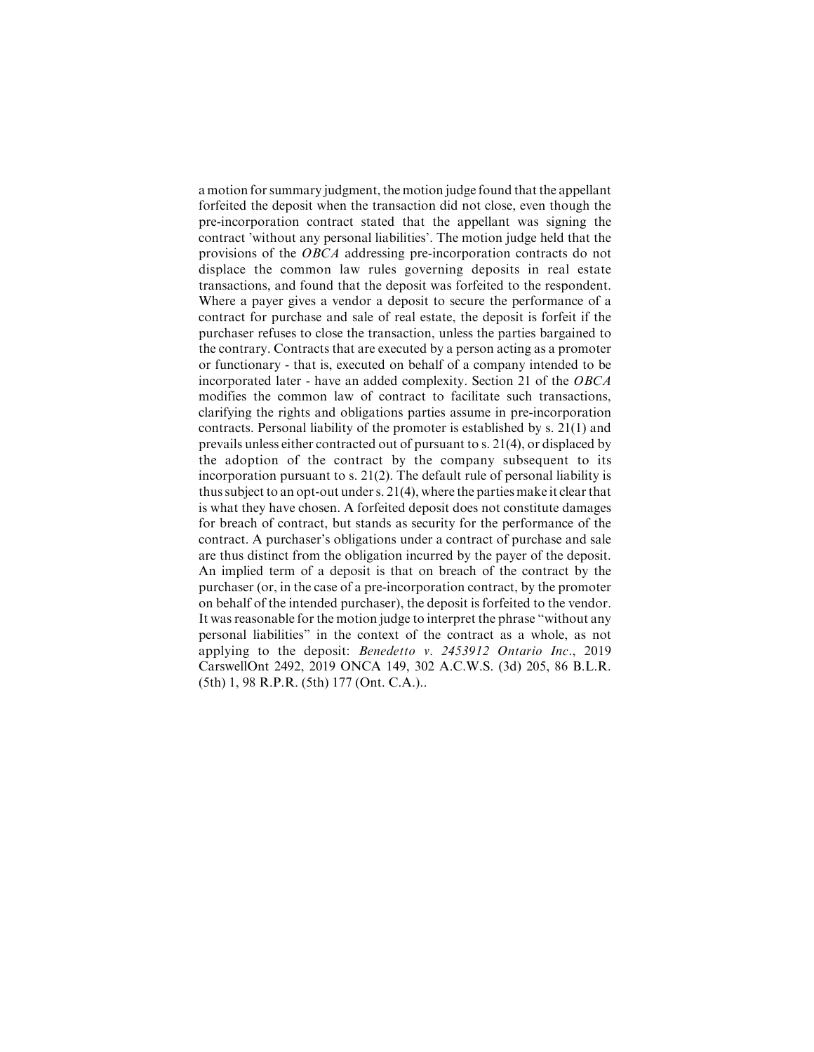a motion for summary judgment, the motion judge found that the appellant forfeited the deposit when the transaction did not close, even though the pre-incorporation contract stated that the appellant was signing the contract 'without any personal liabilities'. The motion judge held that the provisions of the *OBCA* addressing pre-incorporation contracts do not displace the common law rules governing deposits in real estate transactions, and found that the deposit was forfeited to the respondent. Where a payer gives a vendor a deposit to secure the performance of a contract for purchase and sale of real estate, the deposit is forfeit if the purchaser refuses to close the transaction, unless the parties bargained to the contrary. Contracts that are executed by a person acting as a promoter or functionary - that is, executed on behalf of a company intended to be incorporated later - have an added complexity. Section 21 of the *OBCA* modifies the common law of contract to facilitate such transactions, clarifying the rights and obligations parties assume in pre-incorporation contracts. Personal liability of the promoter is established by s. 21(1) and prevails unless either contracted out of pursuant to s. 21(4), or displaced by the adoption of the contract by the company subsequent to its incorporation pursuant to s. 21(2). The default rule of personal liability is thus subject to an opt-out under s. 21(4), where the parties make it clear that is what they have chosen. A forfeited deposit does not constitute damages for breach of contract, but stands as security for the performance of the contract. A purchaser's obligations under a contract of purchase and sale are thus distinct from the obligation incurred by the payer of the deposit. An implied term of a deposit is that on breach of the contract by the purchaser (or, in the case of a pre-incorporation contract, by the promoter on behalf of the intended purchaser), the deposit is forfeited to the vendor. It was reasonable for the motion judge to interpret the phrase "without any personal liabilities" in the context of the contract as a whole, as not applying to the deposit: *Benedetto v. 2453912 Ontario Inc*., 2019 CarswellOnt 2492, 2019 ONCA 149, 302 A.C.W.S. (3d) 205, 86 B.L.R. (5th) 1, 98 R.P.R. (5th) 177 (Ont. C.A.)..